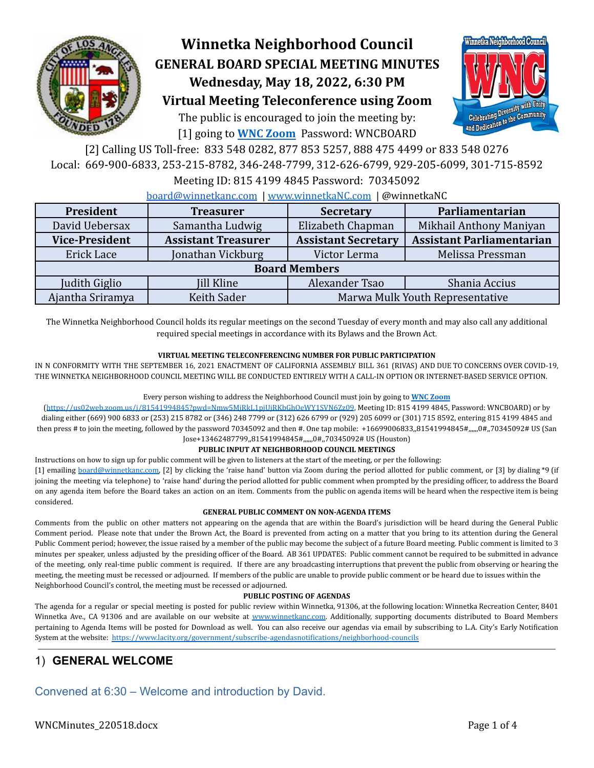# Winnetka Neighborhood Council

## GENERAL BOARD SPECIAL MEETING MINUTES

## Wednesday, May 18, 2022, 6:30 PM

## Virtual Meeting Teleconference using Zoom

The public is encouraged to join the meeting by:

[1] going to **[WNC Zoom](https://us02web.zoom.us/j/81541994845?pwd=Nmw5MjRkL1pjUjRKbGhOeWY1SVN6Zz09)** Password: WNCBOARD

[2] Calling US Toll-free: 833 548 0282, 877 853 5257, 888 475 4499 or 833 548 0276

Local: 669-900-6833, 253-215-8782, 346-248-7799, 312-626-6799, 929-205-6099, 301-715-8592

Meeting ID: 815 4199 4845 Password: 70345092

board@winnetkanc.com | www.winnetkaNC.com | @winnetkaNC

| President | Treasurer | Secretary | Parliamentarian |
|---|---|---|---|
| David Uebersax | Samantha Ludwig | Elizabeth Chapman | Mikhail Anthony Maniyan |
| **Vice-President** | **Assistant Treasurer** | **Assistant Secretary** | **Assistant Parliamentarian** |
| Erick Lace | Jonathan Vickburg | Victor Lerma | Melissa Pressman |
| **Board Members** | | | |
| Judith Giglio | Jill Kline | Alexander Tsao | Shania Accius |
| Ajantha Sriramya | Keith Sader | Marwa Mulk Youth Representative | |

The Winnetka Neighborhood Council holds its regular meetings on the second Tuesday of every month and may also call any additional required special meetings in accordance with its Bylaws and the Brown Act.

**VIRTUAL MEETING TELECONFERENCING NUMBER FOR PUBLIC PARTICIPATION**

IN N CONFORMITY WITH THE SEPTEMBER 16, 2021 ENACTMENT OF CALIFORNIA ASSEMBLY BILL 361 (RIVAS) AND DUE TO CONCERNS OVER COVID-19, THE WINNETKA NEIGHBORHOOD COUNCIL MEETING WILL BE CONDUCTED ENTIRELY WITH A CALL-IN OPTION OR INTERNET-BASED SERVICE OPTION.

Every person wishing to address the Neighborhood Council must join by going to **WNC Zoom** (https://us02web.zoom.us/j/81541994845?pwd=Nmw5MjRkL1pjUjRKbGhOeWY1SVN6Zz09, Meeting ID: 815 4199 4845, Password: WNCBOARD) or by dialing either (669) 900 6833 or (253) 215 8782 or (346) 248 7799 or (312) 626 6799 or (929) 205 6099 or (301) 715 8592, entering 815 4199 4845 and then press # to join the meeting, followed by the password 70345092 and then #. One tap mobile: +16699006833,,81541994845#,,,,,,0#,,70345092# US (San Jose+13462487799,,81541994845#,,,,,,0#,,70345092# US (Houston)

**PUBLIC INPUT AT NEIGHBORHOOD COUNCIL MEETINGS**

Instructions on how to sign up for public comment will be given to listeners at the start of the meeting, or per the following:

[1] emailing board@winnetkanc.com, [2] by clicking the 'raise hand' button via Zoom during the period allotted for public comment, or [3] by dialing *9 (if joining the meeting via telephone) to 'raise hand' during the period allotted for public comment when prompted by the presiding officer, to address the Board on any agenda item before the Board takes an action on an item. Comments from the public on agenda items will be heard when the respective item is being considered.

**GENERAL PUBLIC COMMENT ON NON-AGENDA ITEMS**

Comments from the public on other matters not appearing on the agenda that are within the Board's jurisdiction will be heard during the General Public Comment period. Please note that under the Brown Act, the Board is prevented from acting on a matter that you bring to its attention during the General Public Comment period; however, the issue raised by a member of the public may become the subject of a future Board meeting. Public comment is limited to 3 minutes per speaker, unless adjusted by the presiding officer of the Board. AB 361 UPDATES: Public comment cannot be required to be submitted in advance of the meeting, only real-time public comment is required. If there are any broadcasting interruptions that prevent the public from observing or hearing the meeting, the meeting must be recessed or adjourned. If members of the public are unable to provide public comment or be heard due to issues within the Neighborhood Council's control, the meeting must be recessed or adjourned.

**PUBLIC POSTING OF AGENDAS**

The agenda for a regular or special meeting is posted for public review within Winnetka, 91306, at the following location: Winnetka Recreation Center, 8401 Winnetka Ave., CA 91306 and are available on our website at www.winnetkanc.com. Additionally, supporting documents distributed to Board Members pertaining to Agenda Items will be posted for Download as well. You can also receive our agendas via email by subscribing to L.A. City's Early Notification System at the website: https://www.lacity.org/government/subscribe-agendasnotifications/neighborhood-councils

## 1) GENERAL WELCOME

Convened at 6:30 – Welcome and introduction by David.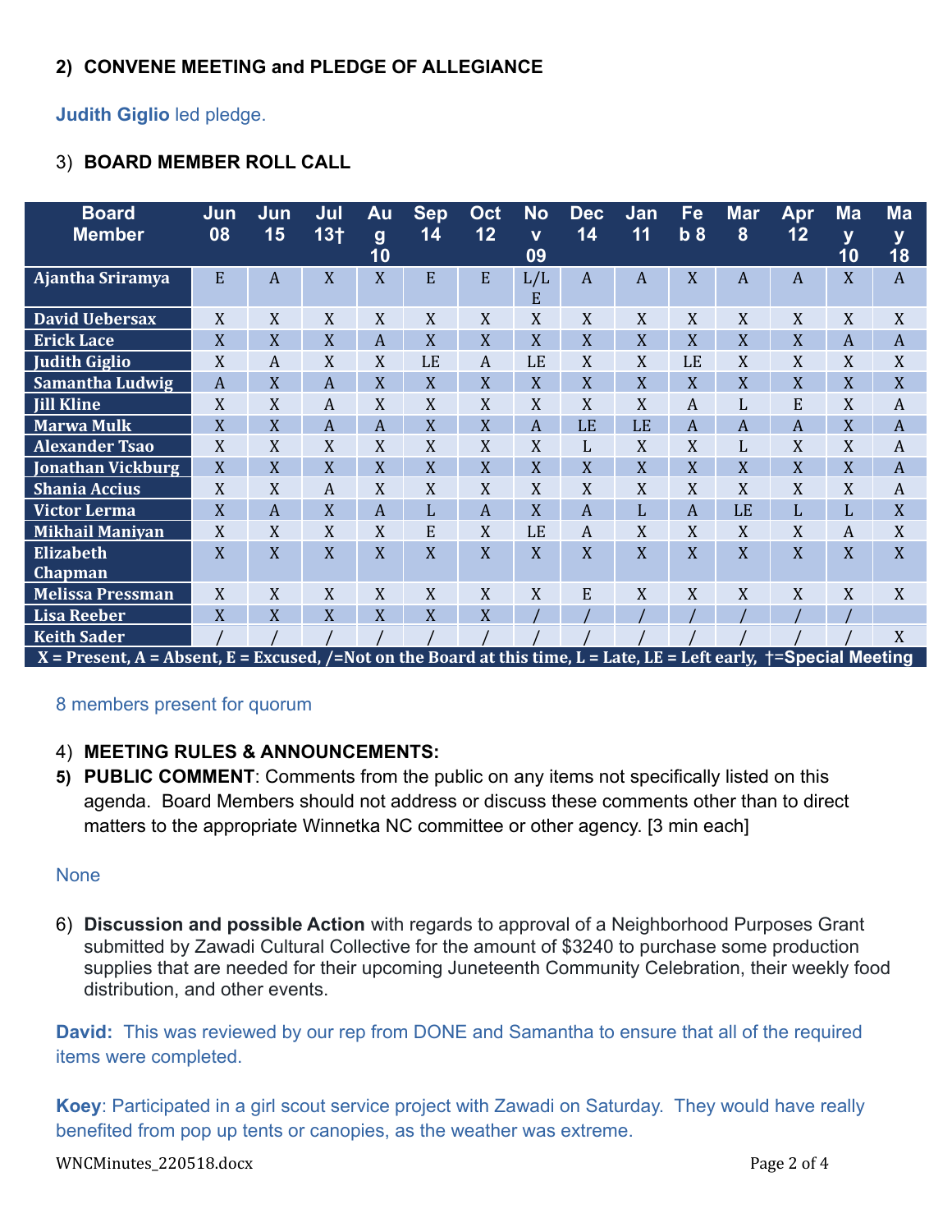**2) CONVENE MEETING and PLEDGE OF ALLEGIANCE**

**Judith Giglio** led pledge.

3) **BOARD MEMBER ROLL CALL**

| Board Member | Jun 08 | Jun 15 | Jul 13† | Aug 10 | Sep 14 | Oct 12 | Nov 09 | Dec 14 | Jan 11 | Feb 8 | Mar 8 | Apr 12 | May 10 | May 18 |
|---|---|---|---|---|---|---|---|---|---|---|---|---|---|---|
| Ajantha Sriramya | E | A | X | X | E | E | L/LE | A | A | X | A | A | X | A |
| David Uebersax | X | X | X | X | X | X | X | X | X | X | X | X | X | X |
| Erick Lace | X | X | X | A | X | X | X | X | X | X | X | X | A | A |
| Judith Giglio | X | A | X | X | LE | A | LE | X | X | LE | X | X | X | X |
| Samantha Ludwig | A | X | A | X | X | X | X | X | X | X | X | X | X | X |
| Jill Kline | X | X | A | X | X | X | X | X | X | A | L | E | X | A |
| Marwa Mulk | X | X | A | A | X | X | A | LE | LE | A | A | A | X | A |
| Alexander Tsao | X | X | X | X | X | X | X | L | X | X | L | X | X | A |
| Jonathan Vickburg | X | X | X | X | X | X | X | X | X | X | X | X | X | A |
| Shania Accius | X | X | A | X | X | X | X | X | X | X | X | X | X | A |
| Victor Lerma | X | A | X | A | L | A | X | A | L | A | LE | L | L | X |
| Mikhail Maniyan | X | X | X | X | E | X | LE | A | X | X | X | X | A | X |
| Elizabeth Chapman | X | X | X | X | X | X | X | X | X | X | X | X | X | X |
| Melissa Pressman | X | X | X | X | X | X | X | E | X | X | X | X | X | X |
| Lisa Reeber | X | X | X | X | X | X | / | / | / | / | / | / | / | |
| Keith Sader | / | / | / | / | / | / | / | / | / | / | / | / | / | X |

X = Present, A = Absent, E = Excused, /=Not on the Board at this time, L = Late, LE = Left early, †=Special Meeting

8 members present for quorum

4) **MEETING RULES & ANNOUNCEMENTS:**

5) **PUBLIC COMMENT**: Comments from the public on any items not specifically listed on this agenda. Board Members should not address or discuss these comments other than to direct matters to the appropriate Winnetka NC committee or other agency. [3 min each]

None

6) **Discussion and possible Action** with regards to approval of a Neighborhood Purposes Grant submitted by Zawadi Cultural Collective for the amount of $3240 to purchase some production supplies that are needed for their upcoming Juneteenth Community Celebration, their weekly food distribution, and other events.

**David:** This was reviewed by our rep from DONE and Samantha to ensure that all of the required items were completed.

**Koey**: Participated in a girl scout service project with Zawadi on Saturday. They would have really benefited from pop up tents or canopies, as the weather was extreme.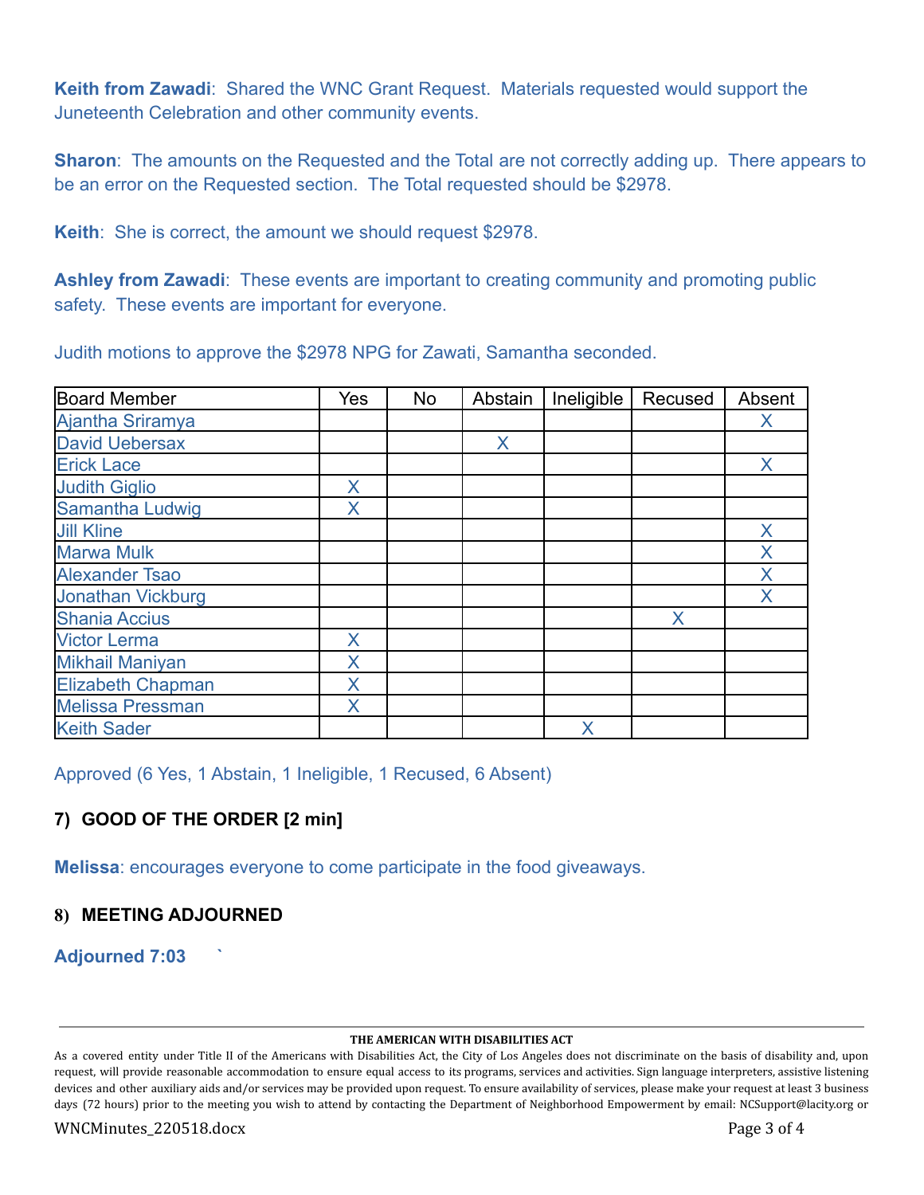**Keith from Zawadi**: Shared the WNC Grant Request. Materials requested would support the Juneteenth Celebration and other community events.

**Sharon**: The amounts on the Requested and the Total are not correctly adding up. There appears to be an error on the Requested section. The Total requested should be $2978.

**Keith**: She is correct, the amount we should request $2978.

**Ashley from Zawadi**: These events are important to creating community and promoting public safety. These events are important for everyone.

Judith motions to approve the $2978 NPG for Zawati, Samantha seconded.

| Board Member | Yes | No | Abstain | Ineligible | Recused | Absent |
|---|---|---|---|---|---|---|
| Ajantha Sriramya | | | | | | X |
| David Uebersax | | | X | | | |
| Erick Lace | | | | | | X |
| Judith Giglio | X | | | | | |
| Samantha Ludwig | X | | | | | |
| Jill Kline | | | | | | X |
| Marwa Mulk | | | | | | X |
| Alexander Tsao | | | | | | X |
| Jonathan Vickburg | | | | | | X |
| Shania Accius | | | | | X | |
| Victor Lerma | X | | | | | |
| Mikhail Maniyan | X | | | | | |
| Elizabeth Chapman | X | | | | | |
| Melissa Pressman | X | | | | | |
| Keith Sader | | | | X | | |

Approved (6 Yes, 1 Abstain, 1 Ineligible, 1 Recused, 6 Absent)

## 7) GOOD OF THE ORDER [2 min]

**Melissa**: encourages everyone to come participate in the food giveaways.

## 8) MEETING ADJOURNED

**Adjourned 7:03** `

**THE AMERICAN WITH DISABILITIES ACT**

As a covered entity under Title II of the Americans with Disabilities Act, the City of Los Angeles does not discriminate on the basis of disability and, upon request, will provide reasonable accommodation to ensure equal access to its programs, services and activities. Sign language interpreters, assistive listening devices and other auxiliary aids and/or services may be provided upon request. To ensure availability of services, please make your request at least 3 business days (72 hours) prior to the meeting you wish to attend by contacting the Department of Neighborhood Empowerment by email: NCSupport@lacity.org or

WNCMinutes_220518.docx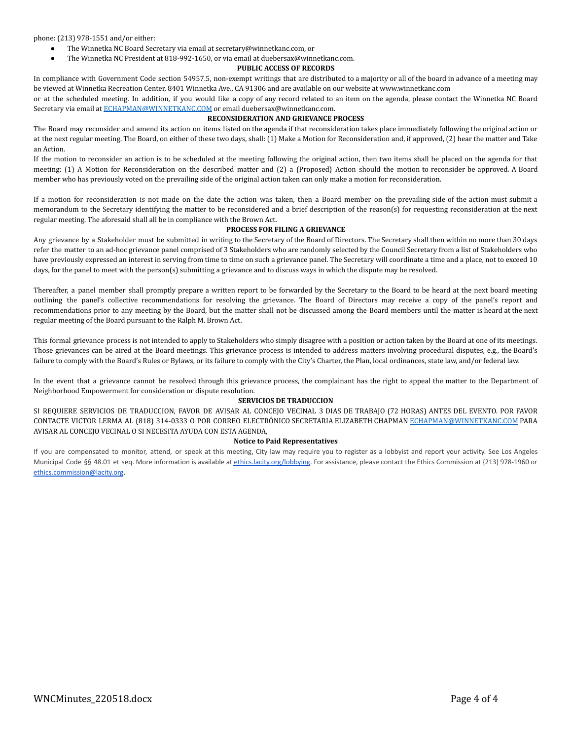phone: (213) 978-1551 and/or either:

- The Winnetka NC Board Secretary via email at secretary@winnetkanc.com, or
- The Winnetka NC President at 818-992-1650, or via email at duebersax@winnetkanc.com.

**PUBLIC ACCESS OF RECORDS**

In compliance with Government Code section 54957.5, non-exempt writings that are distributed to a majority or all of the board in advance of a meeting may be viewed at Winnetka Recreation Center, 8401 Winnetka Ave., CA 91306 and are available on our website at www.winnetkanc.com

or at the scheduled meeting. In addition, if you would like a copy of any record related to an item on the agenda, please contact the Winnetka NC Board Secretary via email at ECHAPMAN@WINNETKANC.COM or email duebersax@winnetkanc.com.

**RECONSIDERATION AND GRIEVANCE PROCESS**

The Board may reconsider and amend its action on items listed on the agenda if that reconsideration takes place immediately following the original action or at the next regular meeting. The Board, on either of these two days, shall: (1) Make a Motion for Reconsideration and, if approved, (2) hear the matter and Take an Action.

If the motion to reconsider an action is to be scheduled at the meeting following the original action, then two items shall be placed on the agenda for that meeting: (1) A Motion for Reconsideration on the described matter and (2) a {Proposed} Action should the motion to reconsider be approved. A Board member who has previously voted on the prevailing side of the original action taken can only make a motion for reconsideration.

If a motion for reconsideration is not made on the date the action was taken, then a Board member on the prevailing side of the action must submit a memorandum to the Secretary identifying the matter to be reconsidered and a brief description of the reason(s) for requesting reconsideration at the next regular meeting. The aforesaid shall all be in compliance with the Brown Act.

**PROCESS FOR FILING A GRIEVANCE**

Any grievance by a Stakeholder must be submitted in writing to the Secretary of the Board of Directors. The Secretary shall then within no more than 30 days refer the matter to an ad-hoc grievance panel comprised of 3 Stakeholders who are randomly selected by the Council Secretary from a list of Stakeholders who have previously expressed an interest in serving from time to time on such a grievance panel. The Secretary will coordinate a time and a place, not to exceed 10 days, for the panel to meet with the person(s) submitting a grievance and to discuss ways in which the dispute may be resolved.

Thereafter, a panel member shall promptly prepare a written report to be forwarded by the Secretary to the Board to be heard at the next board meeting outlining the panel's collective recommendations for resolving the grievance. The Board of Directors may receive a copy of the panel's report and recommendations prior to any meeting by the Board, but the matter shall not be discussed among the Board members until the matter is heard at the next regular meeting of the Board pursuant to the Ralph M. Brown Act.

This formal grievance process is not intended to apply to Stakeholders who simply disagree with a position or action taken by the Board at one of its meetings. Those grievances can be aired at the Board meetings. This grievance process is intended to address matters involving procedural disputes, e.g., the Board's failure to comply with the Board's Rules or Bylaws, or its failure to comply with the City's Charter, the Plan, local ordinances, state law, and/or federal law.

In the event that a grievance cannot be resolved through this grievance process, the complainant has the right to appeal the matter to the Department of Neighborhood Empowerment for consideration or dispute resolution.

**SERVICIOS DE TRADUCCION**

SI REQUIERE SERVICIOS DE TRADUCCION, FAVOR DE AVISAR AL CONCEJO VECINAL 3 DIAS DE TRABAJO (72 HORAS) ANTES DEL EVENTO. POR FAVOR CONTACTE VICTOR LERMA AL (818) 314-0333 O POR CORREO ELECTRÓNICO SECRETARIA ELIZABETH CHAPMAN ECHAPMAN@WINNETKANC.COM PARA AVISAR AL CONCEJO VECINAL O SI NECESITA AYUDA CON ESTA AGENDA,

**Notice to Paid Representatives**

If you are compensated to monitor, attend, or speak at this meeting, City law may require you to register as a lobbyist and report your activity. See Los Angeles Municipal Code §§ 48.01 et seq. More information is available at ethics.lacity.org/lobbying. For assistance, please contact the Ethics Commission at (213) 978-1960 or ethics.commission@lacity.org.